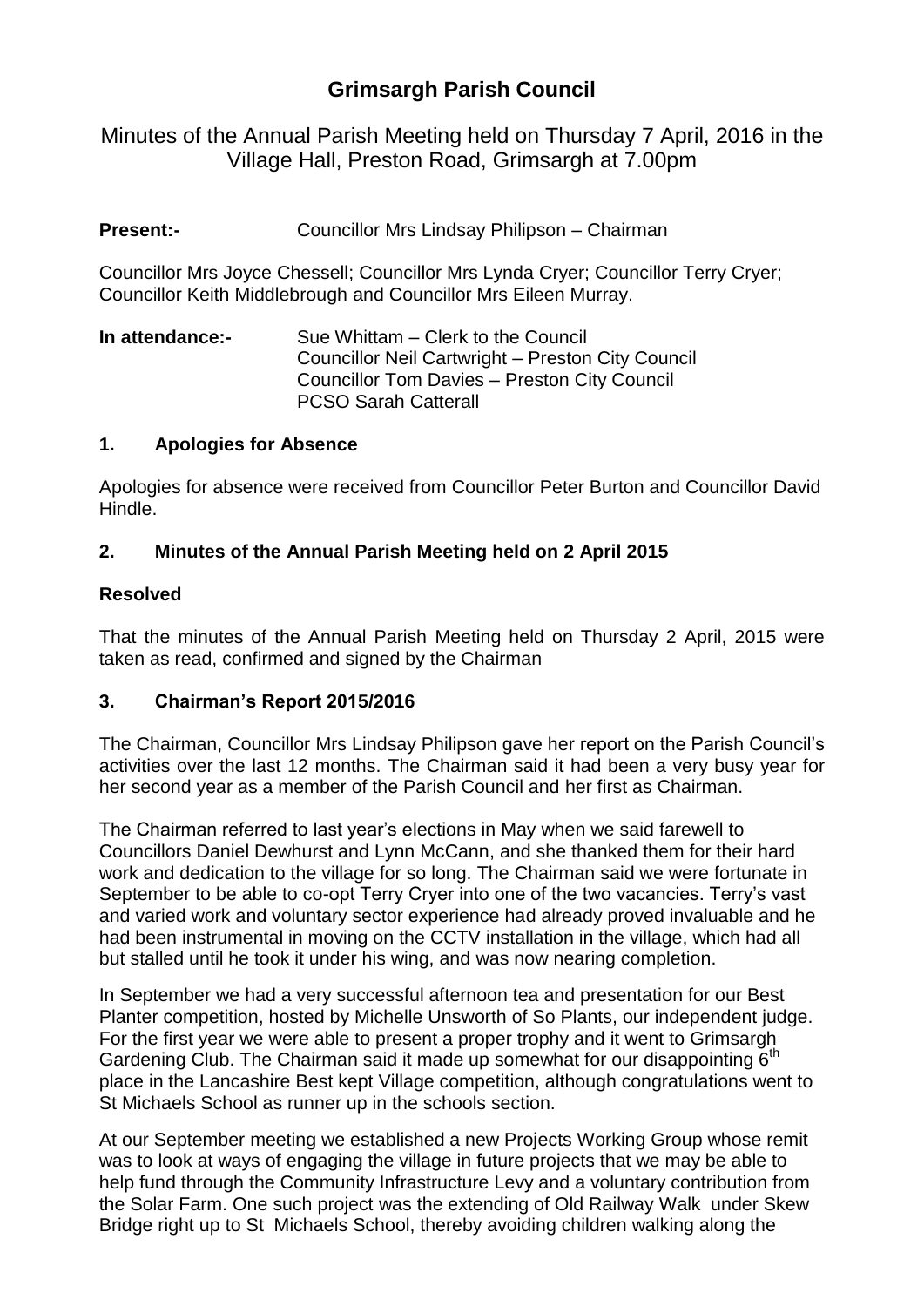# Grimsargh Parish Council

Minutes of the Annual Parish Meeting held on Thursday 7 April, 2016 in the Village Hall, Preston Road, Grimsargh at 7.00pm

**Present:-** Councillor Mrs Lindsay Philipson – Chairman

Councillor Mrs Joyce Chessell; Councillor Mrs Lynda Cryer; Councillor Terry Cryer; Councillor Keith Middlebrough and Councillor Mrs Eileen Murray.

**In attendance:-** Sue Whittam – Clerk to the Council
Councillor Neil Cartwright – Preston City Council
Councillor Tom Davies – Preston City Council
PCSO Sarah Catterall

## 1. Apologies for Absence

Apologies for absence were received from Councillor Peter Burton and Councillor David Hindle.

## 2. Minutes of the Annual Parish Meeting held on 2 April 2015

### Resolved

That the minutes of the Annual Parish Meeting held on Thursday 2 April, 2015 were taken as read, confirmed and signed by the Chairman

## 3. Chairman's Report 2015/2016

The Chairman, Councillor Mrs Lindsay Philipson gave her report on the Parish Council's activities over the last 12 months. The Chairman said it had been a very busy year for her second year as a member of the Parish Council and her first as Chairman.

The Chairman referred to last year's elections in May when we said farewell to Councillors Daniel Dewhurst and Lynn McCann, and she thanked them for their hard work and dedication to the village for so long. The Chairman said we were fortunate in September to be able to co-opt Terry Cryer into one of the two vacancies. Terry's vast and varied work and voluntary sector experience had already proved invaluable and he had been instrumental in moving on the CCTV installation in the village, which had all but stalled until he took it under his wing, and was now nearing completion.

In September we had a very successful afternoon tea and presentation for our Best Planter competition, hosted by Michelle Unsworth of So Plants, our independent judge. For the first year we were able to present a proper trophy and it went to Grimsargh Gardening Club. The Chairman said it made up somewhat for our disappointing 6th place in the Lancashire Best kept Village competition, although congratulations went to St Michaels School as runner up in the schools section.

At our September meeting we established a new Projects Working Group whose remit was to look at ways of engaging the village in future projects that we may be able to help fund through the Community Infrastructure Levy and a voluntary contribution from the Solar Farm. One such project was the extending of Old Railway Walk under Skew Bridge right up to St Michaels School, thereby avoiding children walking along the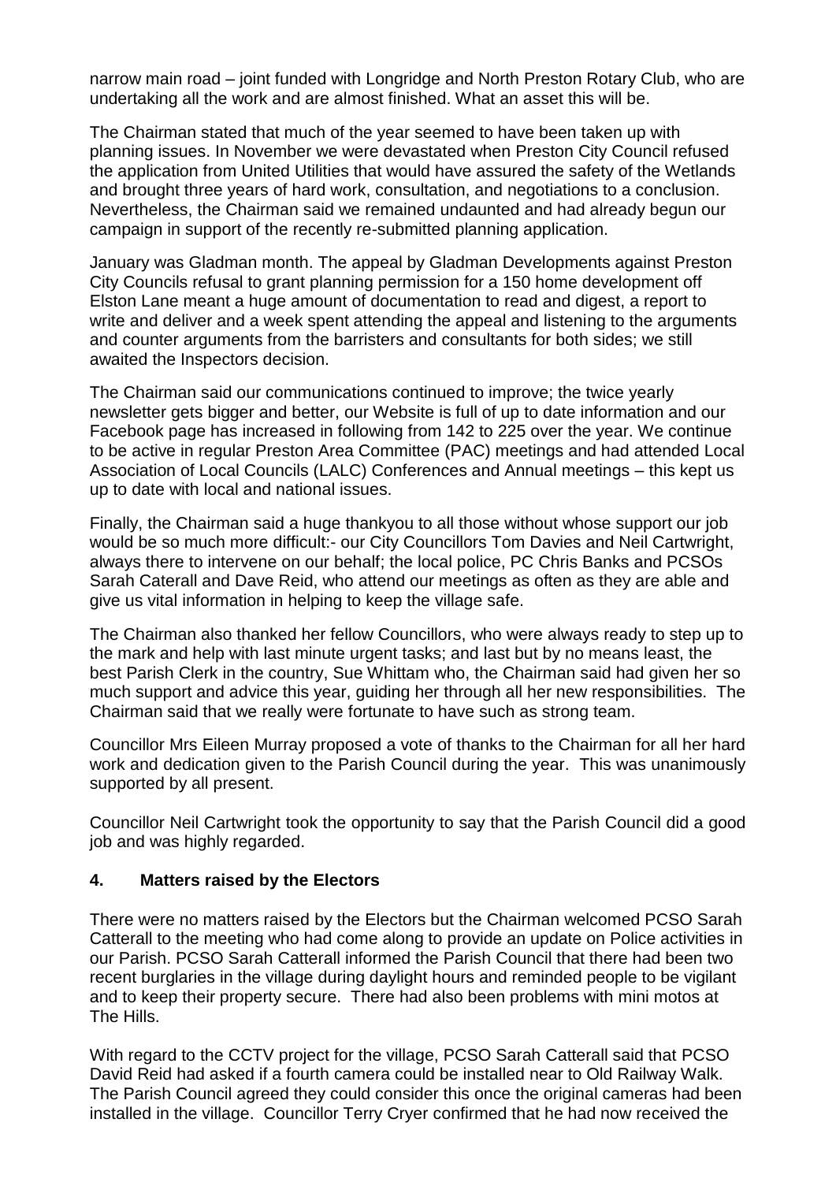narrow main road – joint funded with Longridge and North Preston Rotary Club, who are undertaking all the work and are almost finished. What an asset this will be.

The Chairman stated that much of the year seemed to have been taken up with planning issues. In November we were devastated when Preston City Council refused the application from United Utilities that would have assured the safety of the Wetlands and brought three years of hard work, consultation, and negotiations to a conclusion. Nevertheless, the Chairman said we remained undaunted and had already begun our campaign in support of the recently re-submitted planning application.

January was Gladman month. The appeal by Gladman Developments against Preston City Councils refusal to grant planning permission for a 150 home development off Elston Lane meant a huge amount of documentation to read and digest, a report to write and deliver and a week spent attending the appeal and listening to the arguments and counter arguments from the barristers and consultants for both sides; we still awaited the Inspectors decision.

The Chairman said our communications continued to improve; the twice yearly newsletter gets bigger and better, our Website is full of up to date information and our Facebook page has increased in following from 142 to 225 over the year. We continue to be active in regular Preston Area Committee (PAC) meetings and had attended Local Association of Local Councils (LALC) Conferences and Annual meetings – this kept us up to date with local and national issues.

Finally, the Chairman said a huge thankyou to all those without whose support our job would be so much more difficult:- our City Councillors Tom Davies and Neil Cartwright, always there to intervene on our behalf; the local police, PC Chris Banks and PCSOs Sarah Caterall and Dave Reid, who attend our meetings as often as they are able and give us vital information in helping to keep the village safe.

The Chairman also thanked her fellow Councillors, who were always ready to step up to the mark and help with last minute urgent tasks; and last but by no means least, the best Parish Clerk in the country, Sue Whittam who, the Chairman said had given her so much support and advice this year, guiding her through all her new responsibilities. The Chairman said that we really were fortunate to have such as strong team.

Councillor Mrs Eileen Murray proposed a vote of thanks to the Chairman for all her hard work and dedication given to the Parish Council during the year. This was unanimously supported by all present.

Councillor Neil Cartwright took the opportunity to say that the Parish Council did a good job and was highly regarded.

## 4. Matters raised by the Electors

There were no matters raised by the Electors but the Chairman welcomed PCSO Sarah Catterall to the meeting who had come along to provide an update on Police activities in our Parish. PCSO Sarah Catterall informed the Parish Council that there had been two recent burglaries in the village during daylight hours and reminded people to be vigilant and to keep their property secure. There had also been problems with mini motos at The Hills.

With regard to the CCTV project for the village, PCSO Sarah Catterall said that PCSO David Reid had asked if a fourth camera could be installed near to Old Railway Walk. The Parish Council agreed they could consider this once the original cameras had been installed in the village. Councillor Terry Cryer confirmed that he had now received the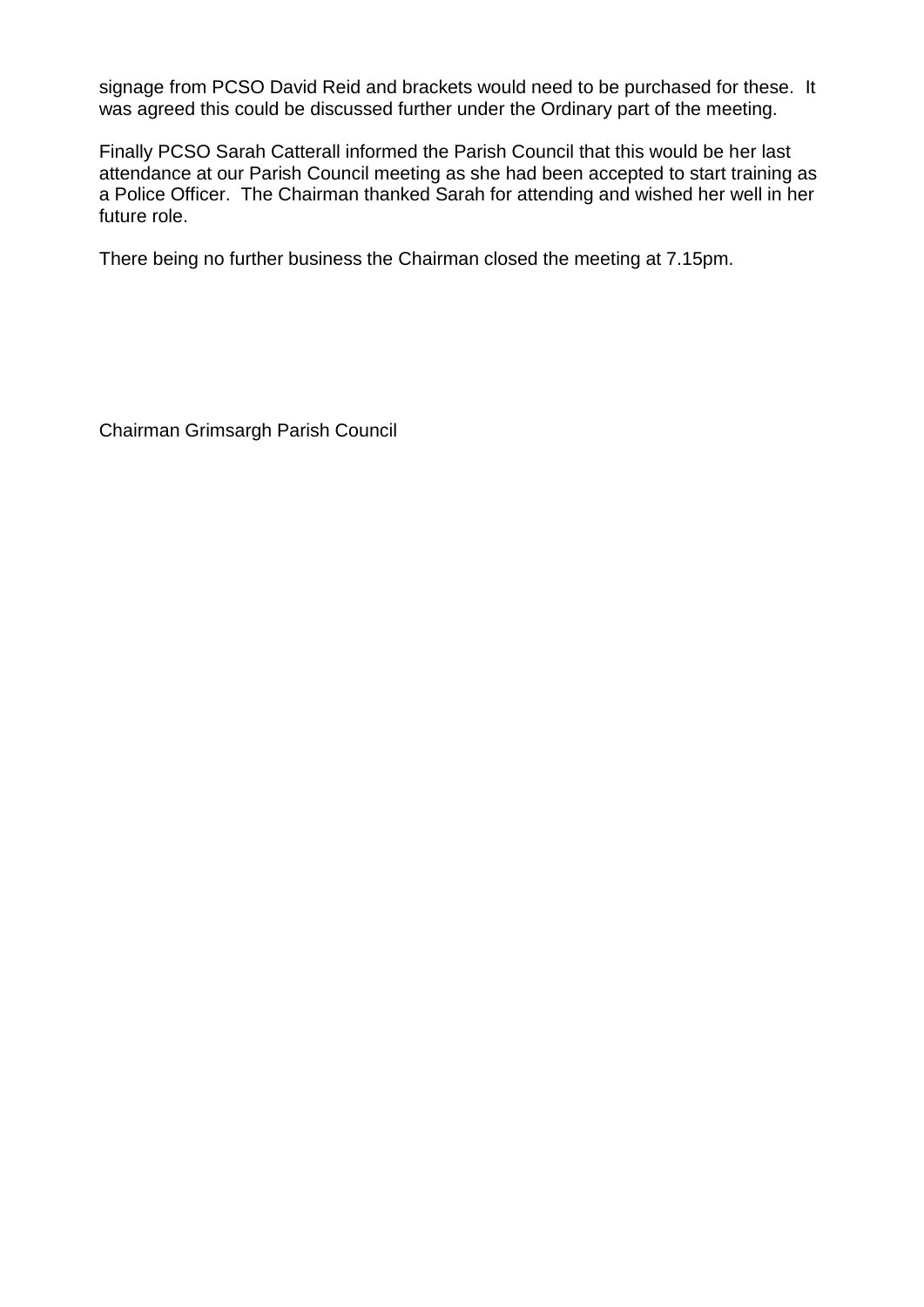signage from PCSO David Reid and brackets would need to be purchased for these. It was agreed this could be discussed further under the Ordinary part of the meeting.

Finally PCSO Sarah Catterall informed the Parish Council that this would be her last attendance at our Parish Council meeting as she had been accepted to start training as a Police Officer. The Chairman thanked Sarah for attending and wished her well in her future role.

There being no further business the Chairman closed the meeting at 7.15pm.

Chairman Grimsargh Parish Council